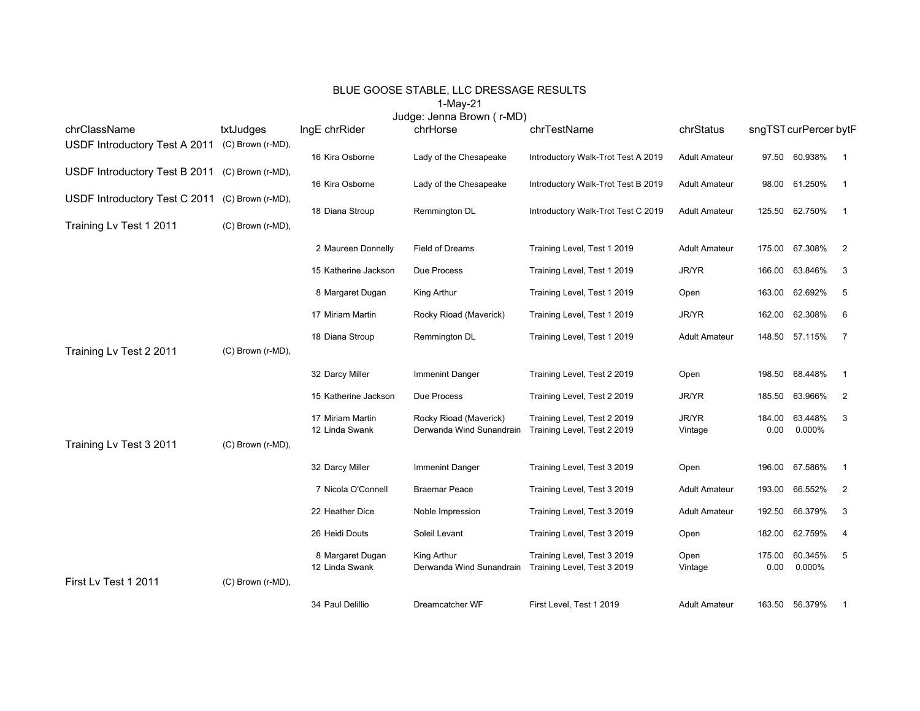# BLUE GOOSE STABLE, LLC DRESSAGE RESULTS

1-May-21

Judge: Jenna Brown ( r-MD)

| chrClassName | txtJudges | lngE | chrRider | chrHorse | chrTestName | chrStatus | sngTST | curPercer | bytF |
|---|---|---|---|---|---|---|---|---|---|
| USDF Introductory Test A 2011 | (C) Brown (r-MD), | | | | | | | | |
| | | 16 | Kira Osborne | Lady of the Chesapeake | Introductory Walk-Trot Test A 2019 | Adult Amateur | 97.50 | 60.938% | 1 |
| USDF Introductory Test B 2011 | (C) Brown (r-MD), | | | | | | | | |
| | | 16 | Kira Osborne | Lady of the Chesapeake | Introductory Walk-Trot Test B 2019 | Adult Amateur | 98.00 | 61.250% | 1 |
| USDF Introductory Test C 2011 | (C) Brown (r-MD), | | | | | | | | |
| | | 18 | Diana Stroup | Remmington DL | Introductory Walk-Trot Test C 2019 | Adult Amateur | 125.50 | 62.750% | 1 |
| Training Lv Test 1 2011 | (C) Brown (r-MD), | | | | | | | | |
| | | 2 | Maureen Donnelly | Field of Dreams | Training Level, Test 1 2019 | Adult Amateur | 175.00 | 67.308% | 2 |
| | | 15 | Katherine Jackson | Due Process | Training Level, Test 1 2019 | JR/YR | 166.00 | 63.846% | 3 |
| | | 8 | Margaret Dugan | King Arthur | Training Level, Test 1 2019 | Open | 163.00 | 62.692% | 5 |
| | | 17 | Miriam Martin | Rocky Rioad (Maverick) | Training Level, Test 1 2019 | JR/YR | 162.00 | 62.308% | 6 |
| | | 18 | Diana Stroup | Remmington DL | Training Level, Test 1 2019 | Adult Amateur | 148.50 | 57.115% | 7 |
| Training Lv Test 2 2011 | (C) Brown (r-MD), | | | | | | | | |
| | | 32 | Darcy Miller | Immenint Danger | Training Level, Test 2 2019 | Open | 198.50 | 68.448% | 1 |
| | | 15 | Katherine Jackson | Due Process | Training Level, Test 2 2019 | JR/YR | 185.50 | 63.966% | 2 |
| | | 17 | Miriam Martin | Rocky Rioad (Maverick) | Training Level, Test 2 2019 | JR/YR | 184.00 | 63.448% | 3 |
| | | 12 | Linda Swank | Derwanda Wind Sunandrain | Training Level, Test 2 2019 | Vintage | 0.00 | 0.000% | |
| Training Lv Test 3 2011 | (C) Brown (r-MD), | | | | | | | | |
| | | 32 | Darcy Miller | Immenint Danger | Training Level, Test 3 2019 | Open | 196.00 | 67.586% | 1 |
| | | 7 | Nicola O'Connell | Braemar Peace | Training Level, Test 3 2019 | Adult Amateur | 193.00 | 66.552% | 2 |
| | | 22 | Heather Dice | Noble Impression | Training Level, Test 3 2019 | Adult Amateur | 192.50 | 66.379% | 3 |
| | | 26 | Heidi Douts | Soleil Levant | Training Level, Test 3 2019 | Open | 182.00 | 62.759% | 4 |
| | | 8 | Margaret Dugan | King Arthur | Training Level, Test 3 2019 | Open | 175.00 | 60.345% | 5 |
| | | 12 | Linda Swank | Derwanda Wind Sunandrain | Training Level, Test 3 2019 | Vintage | 0.00 | 0.000% | |
| First Lv Test 1 2011 | (C) Brown (r-MD), | | | | | | | | |
| | | 34 | Paul Delillio | Dreamcatcher WF | First Level, Test 1 2019 | Adult Amateur | 163.50 | 56.379% | 1 |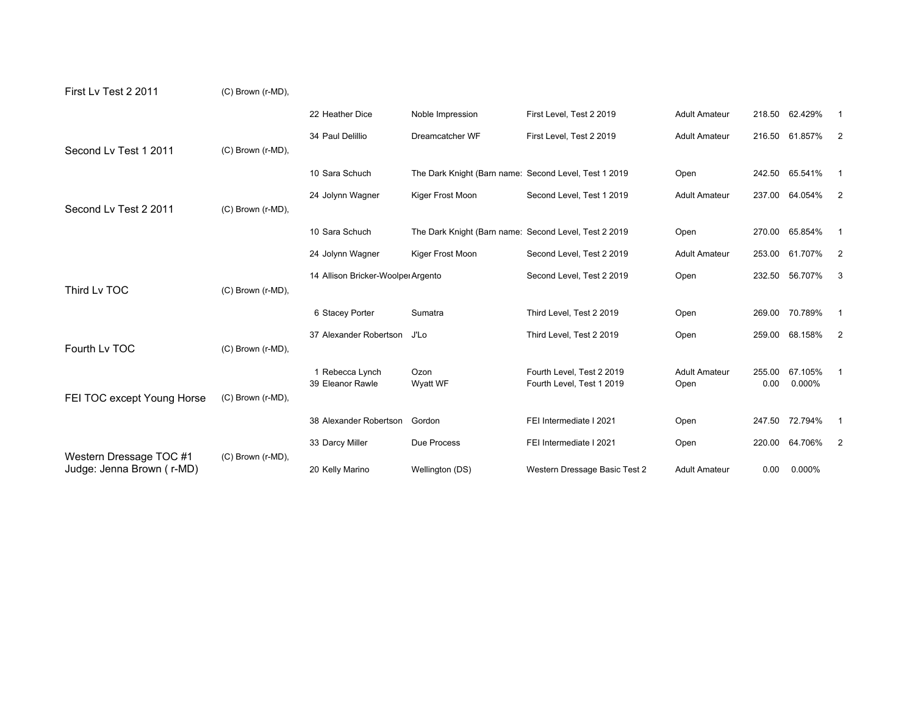| | | | | | | | | |
|---|---|---|---|---|---|---|---|---|
| First Lv Test 2 2011 | (C) Brown (r-MD), | | | | | | | |
| | | 22 Heather Dice | Noble Impression | First Level, Test 2 2019 | Adult Amateur | 218.50 | 62.429% | 1 |
| | | 34 Paul Delillio | Dreamcatcher WF | First Level, Test 2 2019 | Adult Amateur | 216.50 | 61.857% | 2 |
| Second Lv Test 1 2011 | (C) Brown (r-MD), | | | | | | | |
| | | 10 Sara Schuch | The Dark Knight (Barn name: | Second Level, Test 1 2019 | Open | 242.50 | 65.541% | 1 |
| | | 24 Jolynn Wagner | Kiger Frost Moon | Second Level, Test 1 2019 | Adult Amateur | 237.00 | 64.054% | 2 |
| Second Lv Test 2 2011 | (C) Brown (r-MD), | | | | | | | |
| | | 10 Sara Schuch | The Dark Knight (Barn name: | Second Level, Test 2 2019 | Open | 270.00 | 65.854% | 1 |
| | | 24 Jolynn Wagner | Kiger Frost Moon | Second Level, Test 2 2019 | Adult Amateur | 253.00 | 61.707% | 2 |
| | | 14 Allison Bricker-Woolper | Argento | Second Level, Test 2 2019 | Open | 232.50 | 56.707% | 3 |
| Third Lv TOC | (C) Brown (r-MD), | | | | | | | |
| | | 6 Stacey Porter | Sumatra | Third Level, Test 2 2019 | Open | 269.00 | 70.789% | 1 |
| | | 37 Alexander Robertson | J'Lo | Third Level, Test 2 2019 | Open | 259.00 | 68.158% | 2 |
| Fourth Lv TOC | (C) Brown (r-MD), | | | | | | | |
| | | 1 Rebecca Lynch | Ozon | Fourth Level, Test 2 2019 | Adult Amateur | 255.00 | 67.105% | 1 |
| | | 39 Eleanor Rawle | Wyatt WF | Fourth Level, Test 1 2019 | Open | 0.00 | 0.000% | |
| FEI TOC except Young Horse | (C) Brown (r-MD), | | | | | | | |
| | | 38 Alexander Robertson | Gordon | FEI Intermediate I 2021 | Open | 247.50 | 72.794% | 1 |
| | | 33 Darcy Miller | Due Process | FEI Intermediate I 2021 | Open | 220.00 | 64.706% | 2 |
| Western Dressage TOC #1 Judge: Jenna Brown ( r-MD) | (C) Brown (r-MD), | | | | | | | |
| | | 20 Kelly Marino | Wellington (DS) | Western Dressage Basic Test 2 | Adult Amateur | 0.00 | 0.000% | |